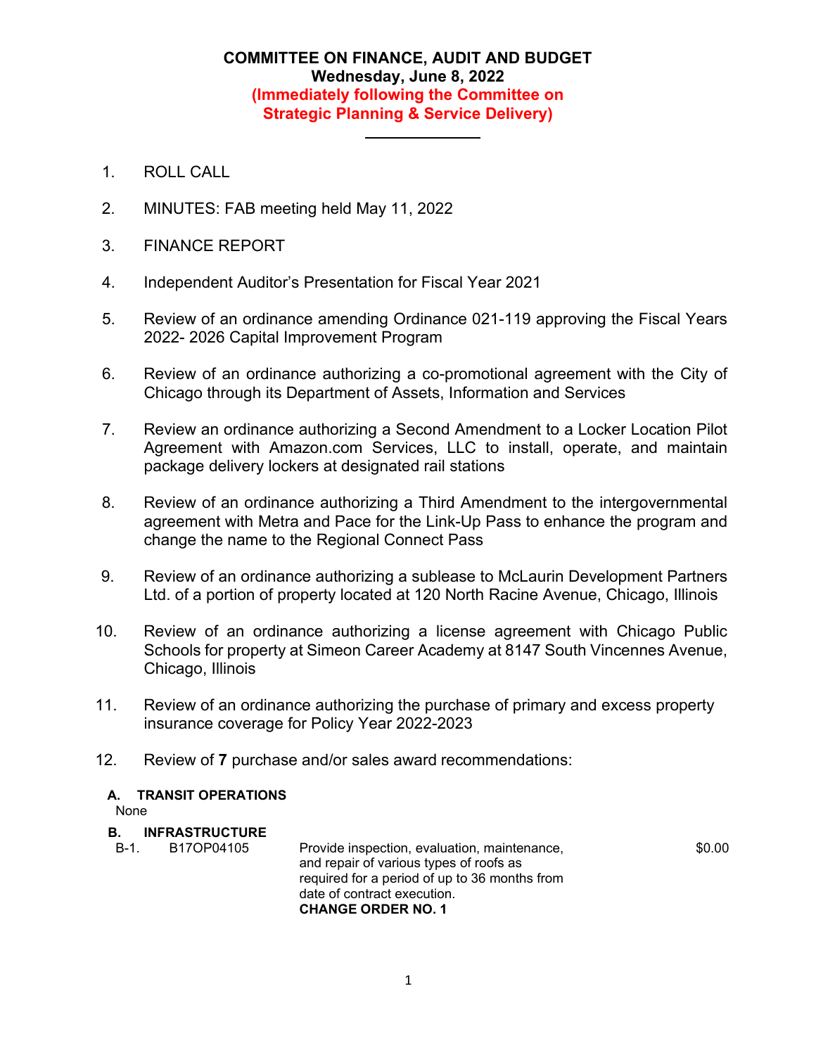# COMMITTEE ON FINANCE, AUDIT AND BUDGET

**Wednesday, June 8, 2022**

**(Immediately following the Committee on Strategic Planning & Service Delivery)**

---

1. ROLL CALL

2. MINUTES: FAB meeting held May 11, 2022

3. FINANCE REPORT

4. Independent Auditor's Presentation for Fiscal Year 2021

5. Review of an ordinance amending Ordinance 021-119 approving the Fiscal Years 2022- 2026 Capital Improvement Program

6. Review of an ordinance authorizing a co-promotional agreement with the City of Chicago through its Department of Assets, Information and Services

7. Review an ordinance authorizing a Second Amendment to a Locker Location Pilot Agreement with Amazon.com Services, LLC to install, operate, and maintain package delivery lockers at designated rail stations

8. Review of an ordinance authorizing a Third Amendment to the intergovernmental agreement with Metra and Pace for the Link-Up Pass to enhance the program and change the name to the Regional Connect Pass

9. Review of an ordinance authorizing a sublease to McLaurin Development Partners Ltd. of a portion of property located at 120 North Racine Avenue, Chicago, Illinois

10. Review of an ordinance authorizing a license agreement with Chicago Public Schools for property at Simeon Career Academy at 8147 South Vincennes Avenue, Chicago, Illinois

11. Review of an ordinance authorizing the purchase of primary and excess property insurance coverage for Policy Year 2022-2023

12. Review of **7** purchase and/or sales award recommendations:

**A. TRANSIT OPERATIONS**

None

**B. INFRASTRUCTURE**

| | | | |
|---|---|---|---|
| B-1. | B17OP04105 | Provide inspection, evaluation, maintenance, and repair of various types of roofs as required for a period of up to 36 months from date of contract execution. **CHANGE ORDER NO. 1** | $0.00 |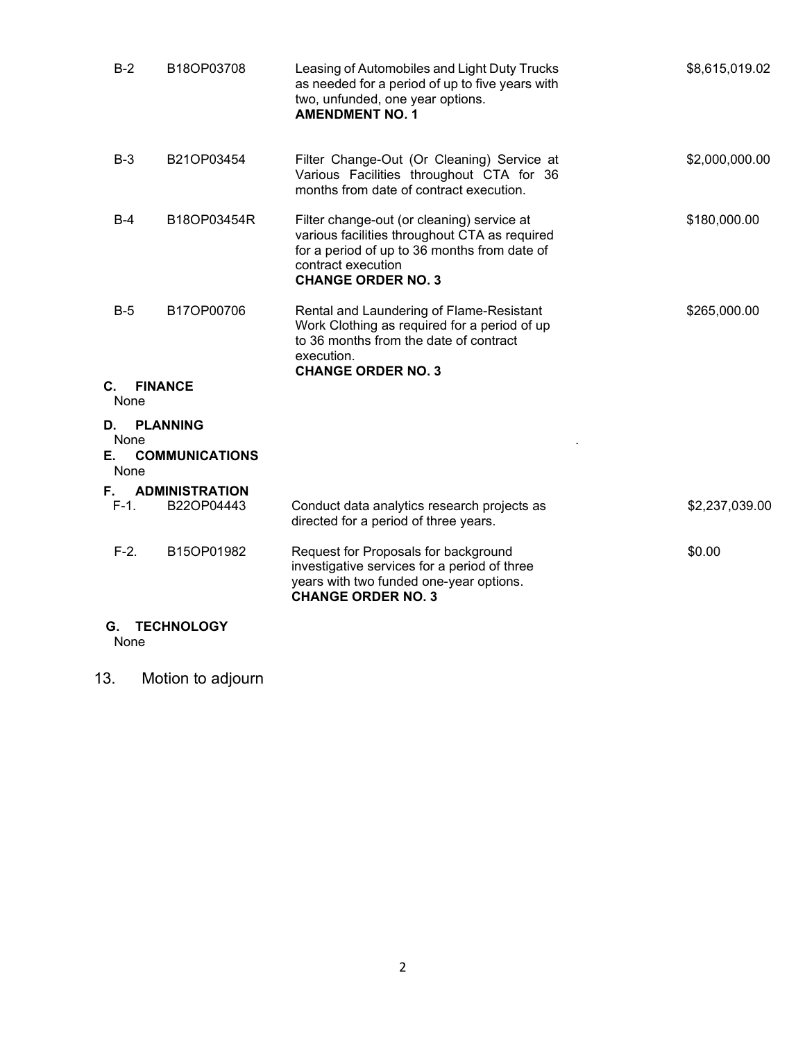| | | | |
|---|---|---|---|
| B-2 | B18OP03708 | Leasing of Automobiles and Light Duty Trucks as needed for a period of up to five years with two, unfunded, one year options.<br>**AMENDMENT NO. 1** | $8,615,019.02 |
| B-3 | B21OP03454 | Filter Change-Out (Or Cleaning) Service at Various Facilities throughout CTA for 36 months from date of contract execution. | $2,000,000.00 |
| B-4 | B18OP03454R | Filter change-out (or cleaning) service at various facilities throughout CTA as required for a period of up to 36 months from date of contract execution<br>**CHANGE ORDER NO. 3** | $180,000.00 |
| B-5 | B17OP00706 | Rental and Laundering of Flame-Resistant Work Clothing as required for a period of up to 36 months from the date of contract execution.<br>**CHANGE ORDER NO. 3** | $265,000.00 |

**C. FINANCE**

None

**D. PLANNING**

None

**E. COMMUNICATIONS**

None

**F. ADMINISTRATION**

| | | | |
|---|---|---|---|
| F-1. | B22OP04443 | Conduct data analytics research projects as directed for a period of three years. | $2,237,039.00 |
| F-2. | B15OP01982 | Request for Proposals for background investigative services for a period of three years with two funded one-year options.<br>**CHANGE ORDER NO. 3** | $0.00 |

**G. TECHNOLOGY**

None

13. Motion to adjourn